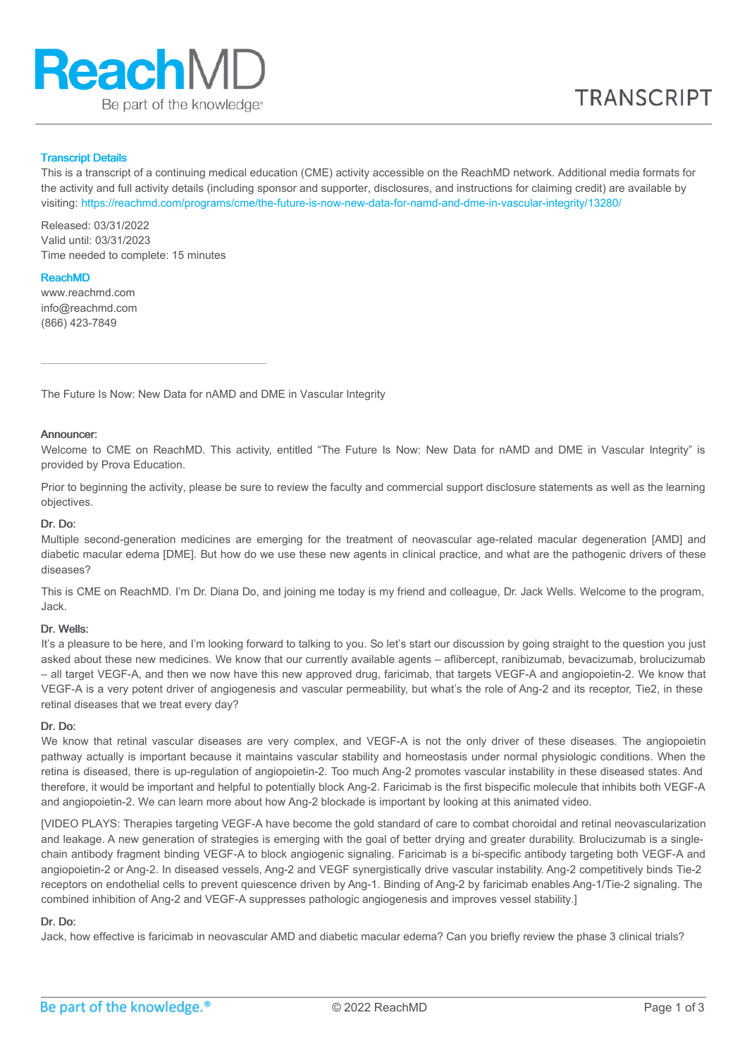**Transcript Details**

This is a transcript of a continuing medical education (CME) activity accessible on the ReachMD network. Additional media formats for the activity and full activity details (including sponsor and supporter, disclosures, and instructions for claiming credit) are available by visiting: https://reachmd.com/programs/cme/the-future-is-now-new-data-for-namd-and-dme-in-vascular-integrity/13280/

Released: 03/31/2022
Valid until: 03/31/2023
Time needed to complete: 15 minutes

**ReachMD**

www.reachmd.com
info@reachmd.com
(866) 423-7849

---

The Future Is Now: New Data for nAMD and DME in Vascular Integrity

**Announcer:**
Welcome to CME on ReachMD. This activity, entitled "The Future Is Now: New Data for nAMD and DME in Vascular Integrity" is provided by Prova Education.

Prior to beginning the activity, please be sure to review the faculty and commercial support disclosure statements as well as the learning objectives.

**Dr. Do:**
Multiple second-generation medicines are emerging for the treatment of neovascular age-related macular degeneration [AMD] and diabetic macular edema [DME]. But how do we use these new agents in clinical practice, and what are the pathogenic drivers of these diseases?

This is CME on ReachMD. I'm Dr. Diana Do, and joining me today is my friend and colleague, Dr. Jack Wells. Welcome to the program, Jack.

**Dr. Wells:**
It's a pleasure to be here, and I'm looking forward to talking to you. So let's start our discussion by going straight to the question you just asked about these new medicines. We know that our currently available agents – aflibercept, ranibizumab, bevacizumab, brolucizumab – all target VEGF-A, and then we now have this new approved drug, faricimab, that targets VEGF-A and angiopoietin-2. We know that VEGF-A is a very potent driver of angiogenesis and vascular permeability, but what's the role of Ang-2 and its receptor, Tie2, in these retinal diseases that we treat every day?

**Dr. Do:**
We know that retinal vascular diseases are very complex, and VEGF-A is not the only driver of these diseases. The angiopoietin pathway actually is important because it maintains vascular stability and homeostasis under normal physiologic conditions. When the retina is diseased, there is up-regulation of angiopoietin-2. Too much Ang-2 promotes vascular instability in these diseased states. And therefore, it would be important and helpful to potentially block Ang-2. Faricimab is the first bispecific molecule that inhibits both VEGF-A and angiopoietin-2. We can learn more about how Ang-2 blockade is important by looking at this animated video.

[VIDEO PLAYS: Therapies targeting VEGF-A have become the gold standard of care to combat choroidal and retinal neovascularization and leakage. A new generation of strategies is emerging with the goal of better drying and greater durability. Brolucizumab is a single-chain antibody fragment binding VEGF-A to block angiogenic signaling. Faricimab is a bi-specific antibody targeting both VEGF-A and angiopoietin-2 or Ang-2. In diseased vessels, Ang-2 and VEGF synergistically drive vascular instability. Ang-2 competitively binds Tie-2 receptors on endothelial cells to prevent quiescence driven by Ang-1. Binding of Ang-2 by faricimab enables Ang-1/Tie-2 signaling. The combined inhibition of Ang-2 and VEGF-A suppresses pathologic angiogenesis and improves vessel stability.]

**Dr. Do:**
Jack, how effective is faricimab in neovascular AMD and diabetic macular edema? Can you briefly review the phase 3 clinical trials?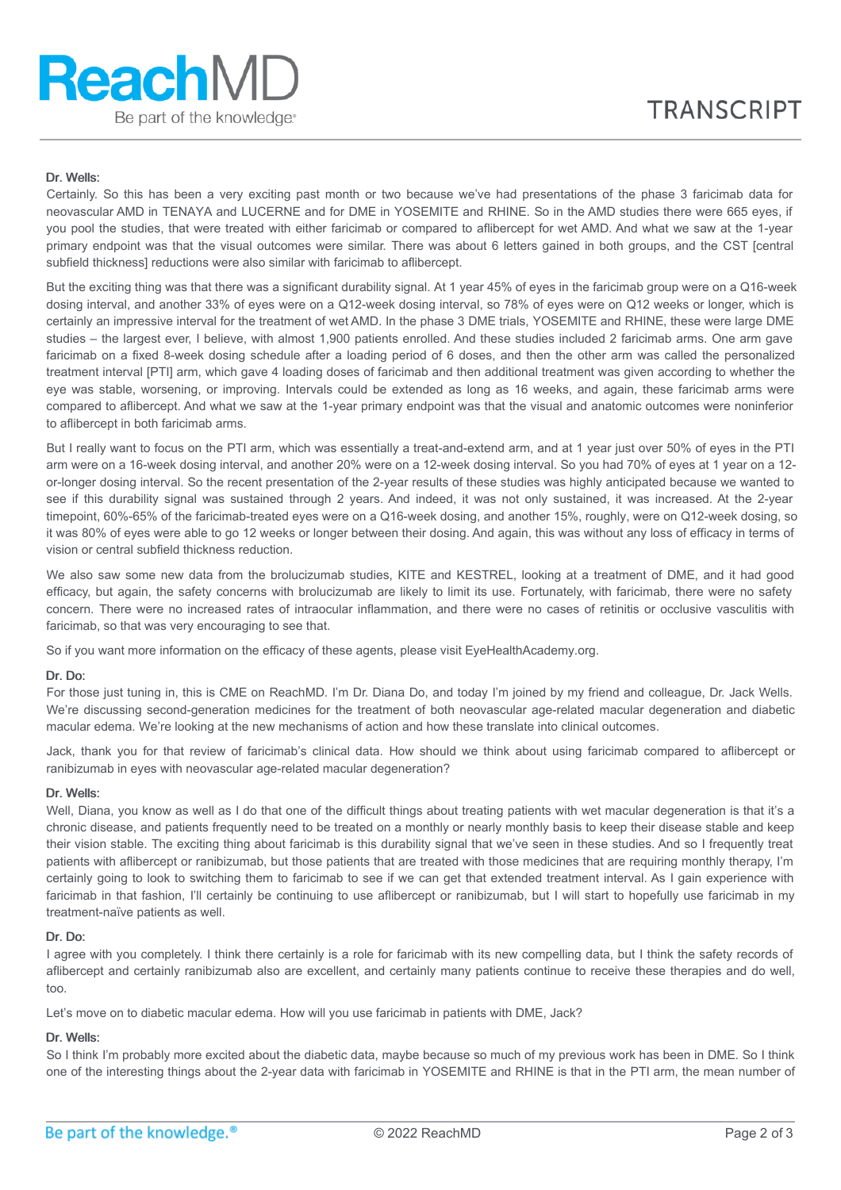**Dr. Wells:**

Certainly. So this has been a very exciting past month or two because we've had presentations of the phase 3 faricimab data for neovascular AMD in TENAYA and LUCERNE and for DME in YOSEMITE and RHINE. So in the AMD studies there were 665 eyes, if you pool the studies, that were treated with either faricimab or compared to aflibercept for wet AMD. And what we saw at the 1-year primary endpoint was that the visual outcomes were similar. There was about 6 letters gained in both groups, and the CST [central subfield thickness] reductions were also similar with faricimab to aflibercept.

But the exciting thing was that there was a significant durability signal. At 1 year 45% of eyes in the faricimab group were on a Q16-week dosing interval, and another 33% of eyes were on a Q12-week dosing interval, so 78% of eyes were on Q12 weeks or longer, which is certainly an impressive interval for the treatment of wet AMD. In the phase 3 DME trials, YOSEMITE and RHINE, these were large DME studies – the largest ever, I believe, with almost 1,900 patients enrolled. And these studies included 2 faricimab arms. One arm gave faricimab on a fixed 8-week dosing schedule after a loading period of 6 doses, and then the other arm was called the personalized treatment interval [PTI] arm, which gave 4 loading doses of faricimab and then additional treatment was given according to whether the eye was stable, worsening, or improving. Intervals could be extended as long as 16 weeks, and again, these faricimab arms were compared to aflibercept. And what we saw at the 1-year primary endpoint was that the visual and anatomic outcomes were noninferior to aflibercept in both faricimab arms.

But I really want to focus on the PTI arm, which was essentially a treat-and-extend arm, and at 1 year just over 50% of eyes in the PTI arm were on a 16-week dosing interval, and another 20% were on a 12-week dosing interval. So you had 70% of eyes at 1 year on a 12-or-longer dosing interval. So the recent presentation of the 2-year results of these studies was highly anticipated because we wanted to see if this durability signal was sustained through 2 years. And indeed, it was not only sustained, it was increased. At the 2-year timepoint, 60%-65% of the faricimab-treated eyes were on a Q16-week dosing, and another 15%, roughly, were on Q12-week dosing, so it was 80% of eyes were able to go 12 weeks or longer between their dosing. And again, this was without any loss of efficacy in terms of vision or central subfield thickness reduction.

We also saw some new data from the brolucizumab studies, KITE and KESTREL, looking at a treatment of DME, and it had good efficacy, but again, the safety concerns with brolucizumab are likely to limit its use. Fortunately, with faricimab, there were no safety concern. There were no increased rates of intraocular inflammation, and there were no cases of retinitis or occlusive vasculitis with faricimab, so that was very encouraging to see that.

So if you want more information on the efficacy of these agents, please visit EyeHealthAcademy.org.

**Dr. Do:**

For those just tuning in, this is CME on ReachMD. I'm Dr. Diana Do, and today I'm joined by my friend and colleague, Dr. Jack Wells. We're discussing second-generation medicines for the treatment of both neovascular age-related macular degeneration and diabetic macular edema. We're looking at the new mechanisms of action and how these translate into clinical outcomes.

Jack, thank you for that review of faricimab's clinical data. How should we think about using faricimab compared to aflibercept or ranibizumab in eyes with neovascular age-related macular degeneration?

**Dr. Wells:**

Well, Diana, you know as well as I do that one of the difficult things about treating patients with wet macular degeneration is that it's a chronic disease, and patients frequently need to be treated on a monthly or nearly monthly basis to keep their disease stable and keep their vision stable. The exciting thing about faricimab is this durability signal that we've seen in these studies. And so I frequently treat patients with aflibercept or ranibizumab, but those patients that are treated with those medicines that are requiring monthly therapy, I'm certainly going to look to switching them to faricimab to see if we can get that extended treatment interval. As I gain experience with faricimab in that fashion, I'll certainly be continuing to use aflibercept or ranibizumab, but I will start to hopefully use faricimab in my treatment-naïve patients as well.

**Dr. Do:**

I agree with you completely. I think there certainly is a role for faricimab with its new compelling data, but I think the safety records of aflibercept and certainly ranibizumab also are excellent, and certainly many patients continue to receive these therapies and do well, too.

Let's move on to diabetic macular edema. How will you use faricimab in patients with DME, Jack?

**Dr. Wells:**

So I think I'm probably more excited about the diabetic data, maybe because so much of my previous work has been in DME. So I think one of the interesting things about the 2-year data with faricimab in YOSEMITE and RHINE is that in the PTI arm, the mean number of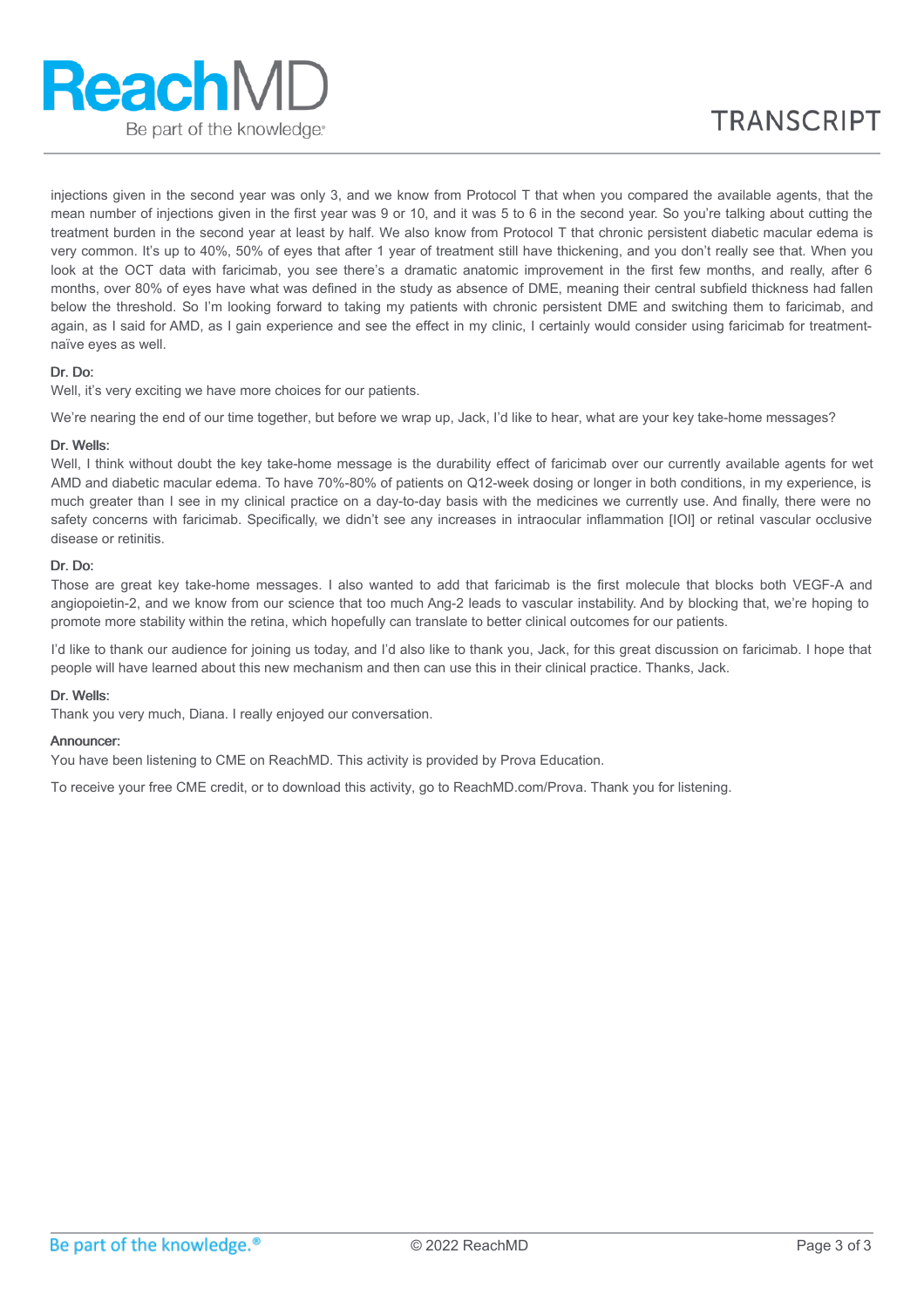injections given in the second year was only 3, and we know from Protocol T that when you compared the available agents, that the mean number of injections given in the first year was 9 or 10, and it was 5 to 6 in the second year. So you're talking about cutting the treatment burden in the second year at least by half. We also know from Protocol T that chronic persistent diabetic macular edema is very common. It's up to 40%, 50% of eyes that after 1 year of treatment still have thickening, and you don't really see that. When you look at the OCT data with faricimab, you see there's a dramatic anatomic improvement in the first few months, and really, after 6 months, over 80% of eyes have what was defined in the study as absence of DME, meaning their central subfield thickness had fallen below the threshold. So I'm looking forward to taking my patients with chronic persistent DME and switching them to faricimab, and again, as I said for AMD, as I gain experience and see the effect in my clinic, I certainly would consider using faricimab for treatment-naïve eyes as well.

**Dr. Do:**
Well, it's very exciting we have more choices for our patients.

We're nearing the end of our time together, but before we wrap up, Jack, I'd like to hear, what are your key take-home messages?

**Dr. Wells:**
Well, I think without doubt the key take-home message is the durability effect of faricimab over our currently available agents for wet AMD and diabetic macular edema. To have 70%-80% of patients on Q12-week dosing or longer in both conditions, in my experience, is much greater than I see in my clinical practice on a day-to-day basis with the medicines we currently use. And finally, there were no safety concerns with faricimab. Specifically, we didn't see any increases in intraocular inflammation [IOI] or retinal vascular occlusive disease or retinitis.

**Dr. Do:**
Those are great key take-home messages. I also wanted to add that faricimab is the first molecule that blocks both VEGF-A and angiopoietin-2, and we know from our science that too much Ang-2 leads to vascular instability. And by blocking that, we're hoping to promote more stability within the retina, which hopefully can translate to better clinical outcomes for our patients.

I'd like to thank our audience for joining us today, and I'd also like to thank you, Jack, for this great discussion on faricimab. I hope that people will have learned about this new mechanism and then can use this in their clinical practice. Thanks, Jack.

**Dr. Wells:**
Thank you very much, Diana. I really enjoyed our conversation.

**Announcer:**
You have been listening to CME on ReachMD. This activity is provided by Prova Education.

To receive your free CME credit, or to download this activity, go to ReachMD.com/Prova. Thank you for listening.